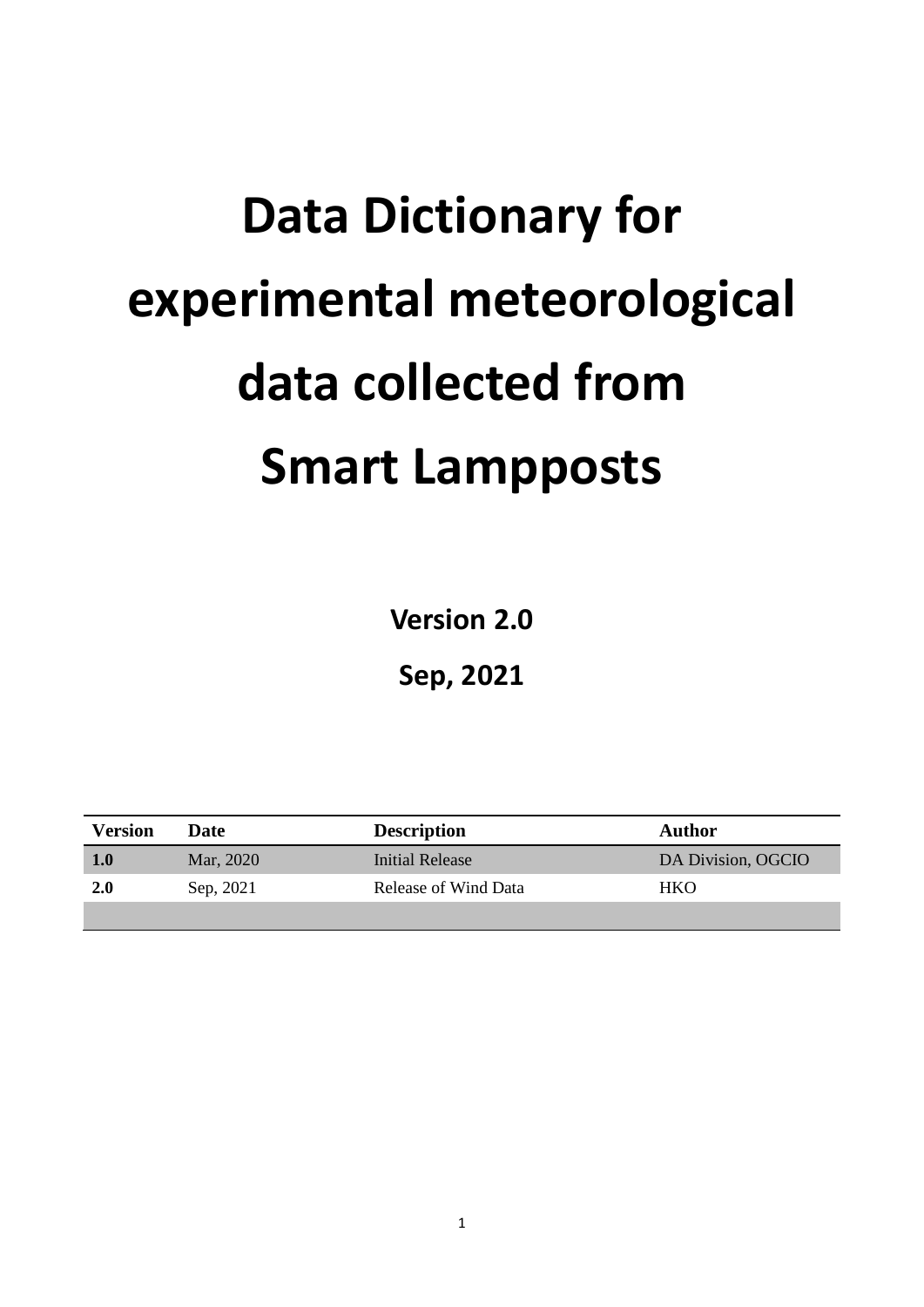# Data Dictionary for experimental meteorological data collected from Smart Lampposts

**Version 2.0**

**Sep, 2021**

| Version | Date | Description | Author |
| --- | --- | --- | --- |
| **1.0** | Mar, 2020 | Initial Release | DA Division, OGCIO |
| **2.0** | Sep, 2021 | Release of Wind Data | HKO |
| | | | |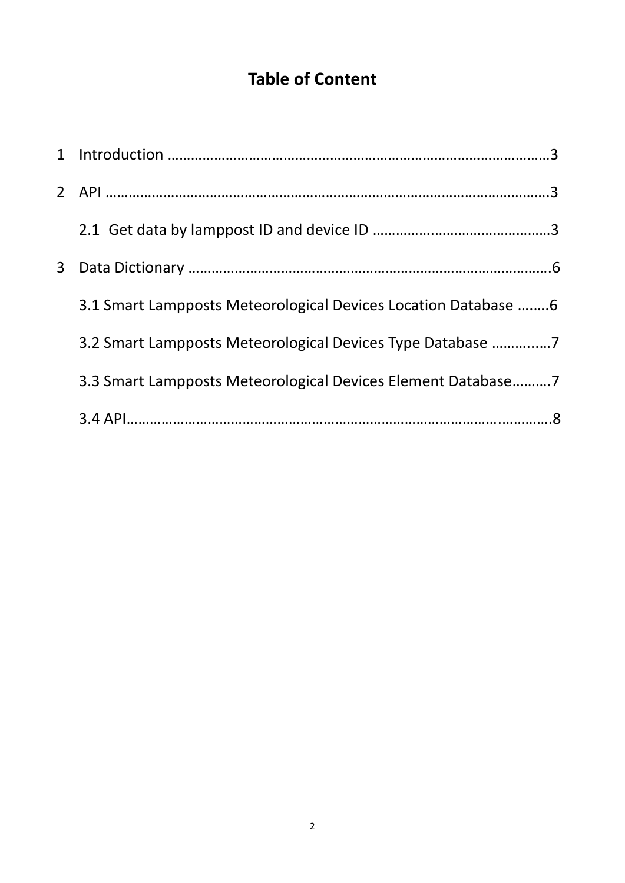# Table of Content

1 Introduction ……………………………………………………………………………………3

2 API ………………………………………………………………………………………………….3

2.1 Get data by lamppost ID and device ID ……………..……………………3

3 Data Dictionary ………………………………………………………………………………….6

3.1 Smart Lampposts Meteorological Devices Location Database ….….6

3.2 Smart Lampposts Meteorological Devices Type Database ………..….7

3.3 Smart Lampposts Meteorological Devices Element Database……….7

3.4 API…………………………………………………………………………………….…………8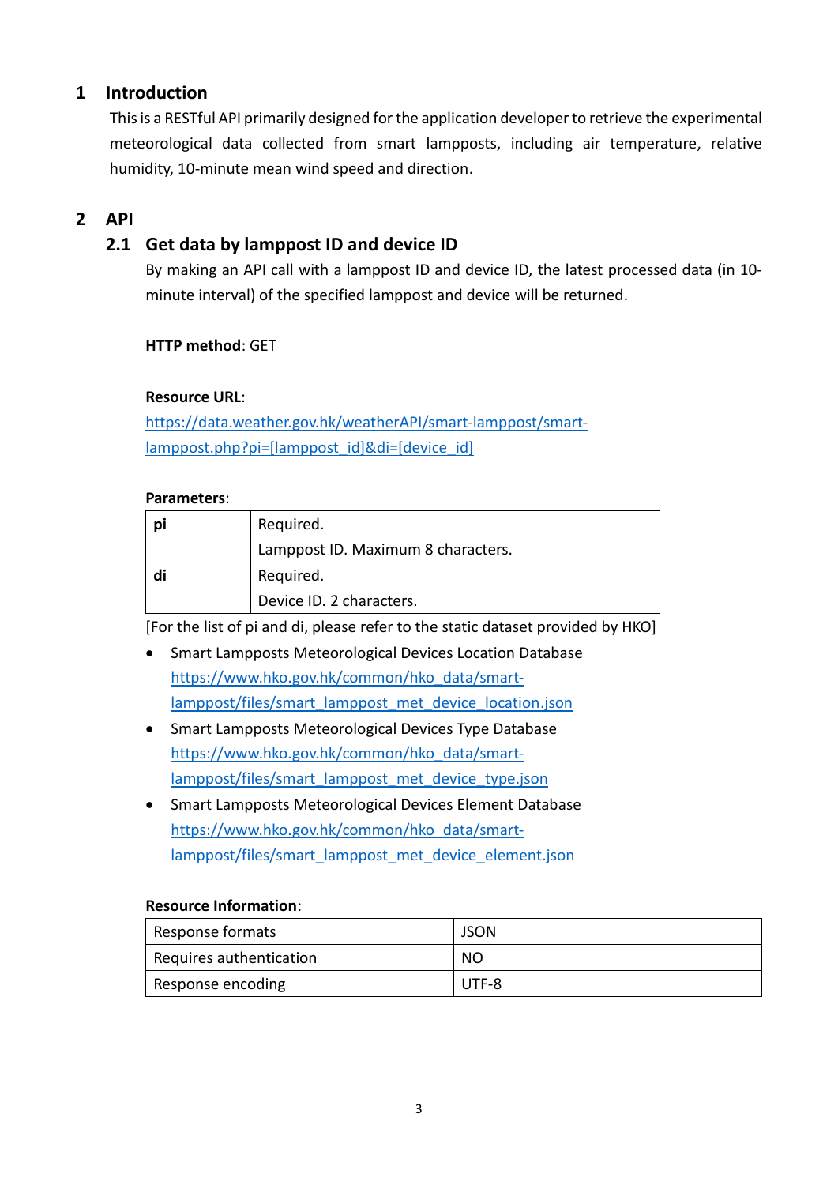# 1 Introduction

This is a RESTful API primarily designed for the application developer to retrieve the experimental meteorological data collected from smart lampposts, including air temperature, relative humidity, 10-minute mean wind speed and direction.

# 2 API

## 2.1 Get data by lamppost ID and device ID

By making an API call with a lamppost ID and device ID, the latest processed data (in 10-minute interval) of the specified lamppost and device will be returned.

**HTTP method**: GET

**Resource URL**:
https://data.weather.gov.hk/weatherAPI/smart-lamppost/smart-lamppost.php?pi=[lamppost_id]&di=[device_id]

**Parameters**:

| | |
|---|---|
| **pi** | Required.<br>Lamppost ID. Maximum 8 characters. |
| **di** | Required.<br>Device ID. 2 characters. |

[For the list of pi and di, please refer to the static dataset provided by HKO]

- Smart Lampposts Meteorological Devices Location Database
  https://www.hko.gov.hk/common/hko_data/smart-lamppost/files/smart_lamppost_met_device_location.json
- Smart Lampposts Meteorological Devices Type Database
  https://www.hko.gov.hk/common/hko_data/smart-lamppost/files/smart_lamppost_met_device_type.json
- Smart Lampposts Meteorological Devices Element Database
  https://www.hko.gov.hk/common/hko_data/smart-lamppost/files/smart_lamppost_met_device_element.json

**Resource Information**:

| | |
|---|---|
| Response formats | JSON |
| Requires authentication | NO |
| Response encoding | UTF-8 |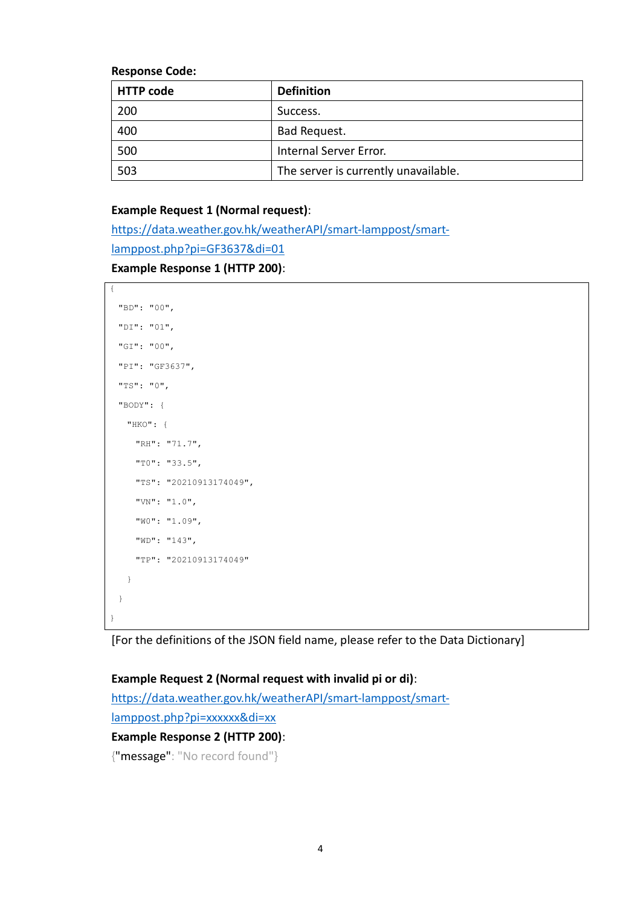**Response Code:**

| HTTP code | Definition |
| --- | --- |
| 200 | Success. |
| 400 | Bad Request. |
| 500 | Internal Server Error. |
| 503 | The server is currently unavailable. |

**Example Request 1 (Normal request)**:

https://data.weather.gov.hk/weatherAPI/smart-lamppost/smart-lamppost.php?pi=GF3637&di=01

**Example Response 1 (HTTP 200)**:

```
{
  "BD": "00",
  "DI": "01",
  "GI": "00",
  "PI": "GF3637",
  "TS": "0",
  "BODY": {
    "HKO": {
      "RH": "71.7",
      "TO": "33.5",
      "TS": "20210913174049",
      "VN": "1.0",
      "WO": "1.09",
      "WD": "143",
      "TP": "20210913174049"
    }
  }
}
```

[For the definitions of the JSON field name, please refer to the Data Dictionary]

**Example Request 2 (Normal request with invalid pi or di)**:

https://data.weather.gov.hk/weatherAPI/smart-lamppost/smart-lamppost.php?pi=xxxxxx&di=xx

**Example Response 2 (HTTP 200)**:

```
{"message": "No record found"}
```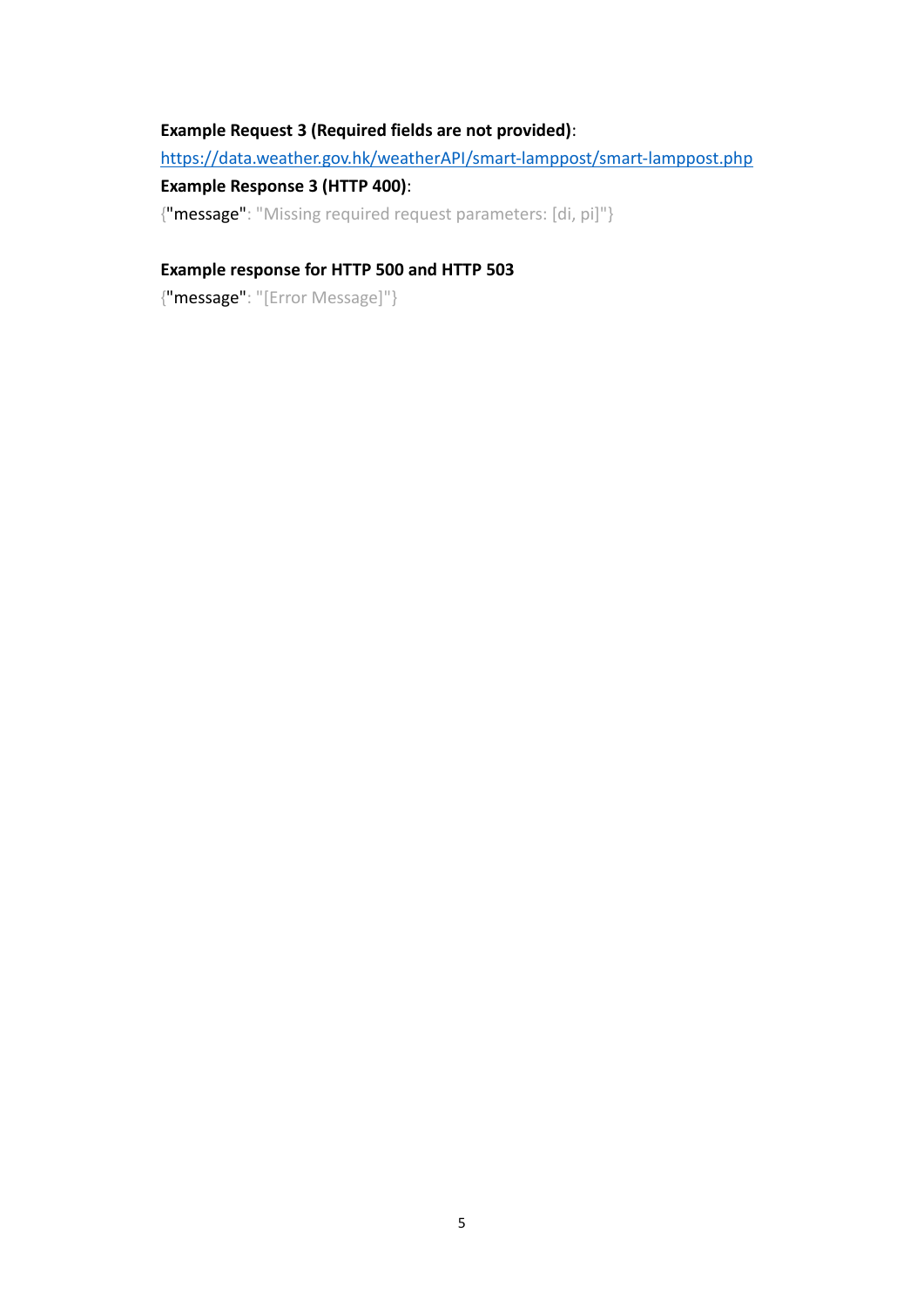**Example Request 3 (Required fields are not provided)**:

https://data.weather.gov.hk/weatherAPI/smart-lamppost/smart-lamppost.php

**Example Response 3 (HTTP 400)**:

```
{"message": "Missing required request parameters: [di, pi]"}
```

**Example response for HTTP 500 and HTTP 503**

```
{"message": "[Error Message]"}
```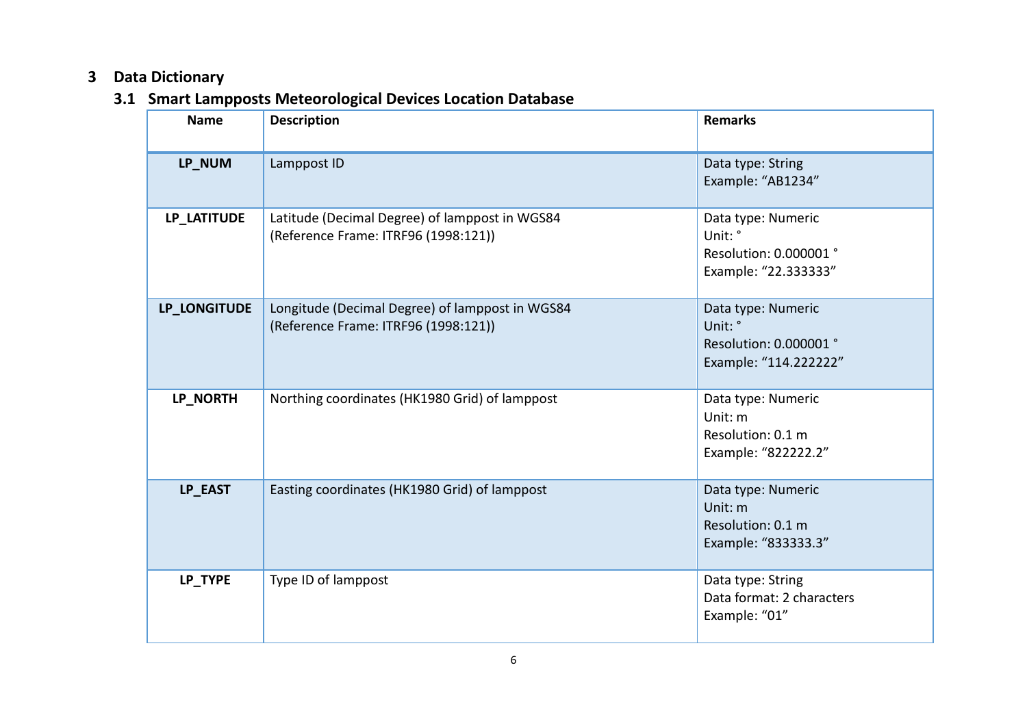# 3 Data Dictionary

## 3.1 Smart Lampposts Meteorological Devices Location Database

| Name | Description | Remarks |
| --- | --- | --- |
| **LP_NUM** | Lamppost ID | Data type: String<br>Example: "AB1234" |
| **LP_LATITUDE** | Latitude (Decimal Degree) of lamppost in WGS84<br>(Reference Frame: ITRF96 (1998:121)) | Data type: Numeric<br>Unit: °<br>Resolution: 0.000001 °<br>Example: "22.333333" |
| **LP_LONGITUDE** | Longitude (Decimal Degree) of lamppost in WGS84<br>(Reference Frame: ITRF96 (1998:121)) | Data type: Numeric<br>Unit: °<br>Resolution: 0.000001 °<br>Example: "114.222222" |
| **LP_NORTH** | Northing coordinates (HK1980 Grid) of lamppost | Data type: Numeric<br>Unit: m<br>Resolution: 0.1 m<br>Example: "822222.2" |
| **LP_EAST** | Easting coordinates (HK1980 Grid) of lamppost | Data type: Numeric<br>Unit: m<br>Resolution: 0.1 m<br>Example: "833333.3" |
| **LP_TYPE** | Type ID of lamppost | Data type: String<br>Data format: 2 characters<br>Example: "01" |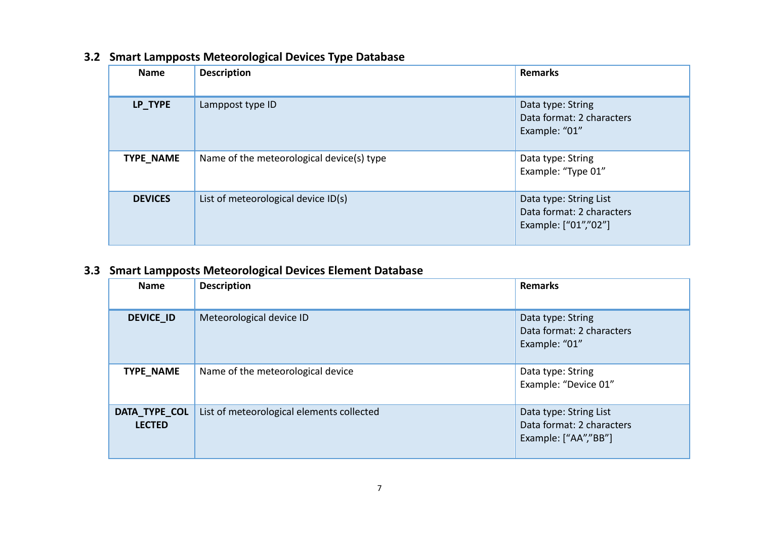### 3.2 Smart Lampposts Meteorological Devices Type Database

| Name | Description | Remarks |
|---|---|---|
| **LP_TYPE** | Lamppost type ID | Data type: String<br>Data format: 2 characters<br>Example: “01” |
| **TYPE_NAME** | Name of the meteorological device(s) type | Data type: String<br>Example: “Type 01” |
| **DEVICES** | List of meteorological device ID(s) | Data type: String List<br>Data format: 2 characters<br>Example: [“01”,”02”] |

### 3.3 Smart Lampposts Meteorological Devices Element Database

| Name | Description | Remarks |
|---|---|---|
| **DEVICE_ID** | Meteorological device ID | Data type: String<br>Data format: 2 characters<br>Example: “01” |
| **TYPE_NAME** | Name of the meteorological device | Data type: String<br>Example: “Device 01” |
| **DATA_TYPE_COLLECTED** | List of meteorological elements collected | Data type: String List<br>Data format: 2 characters<br>Example: [“AA”,”BB”] |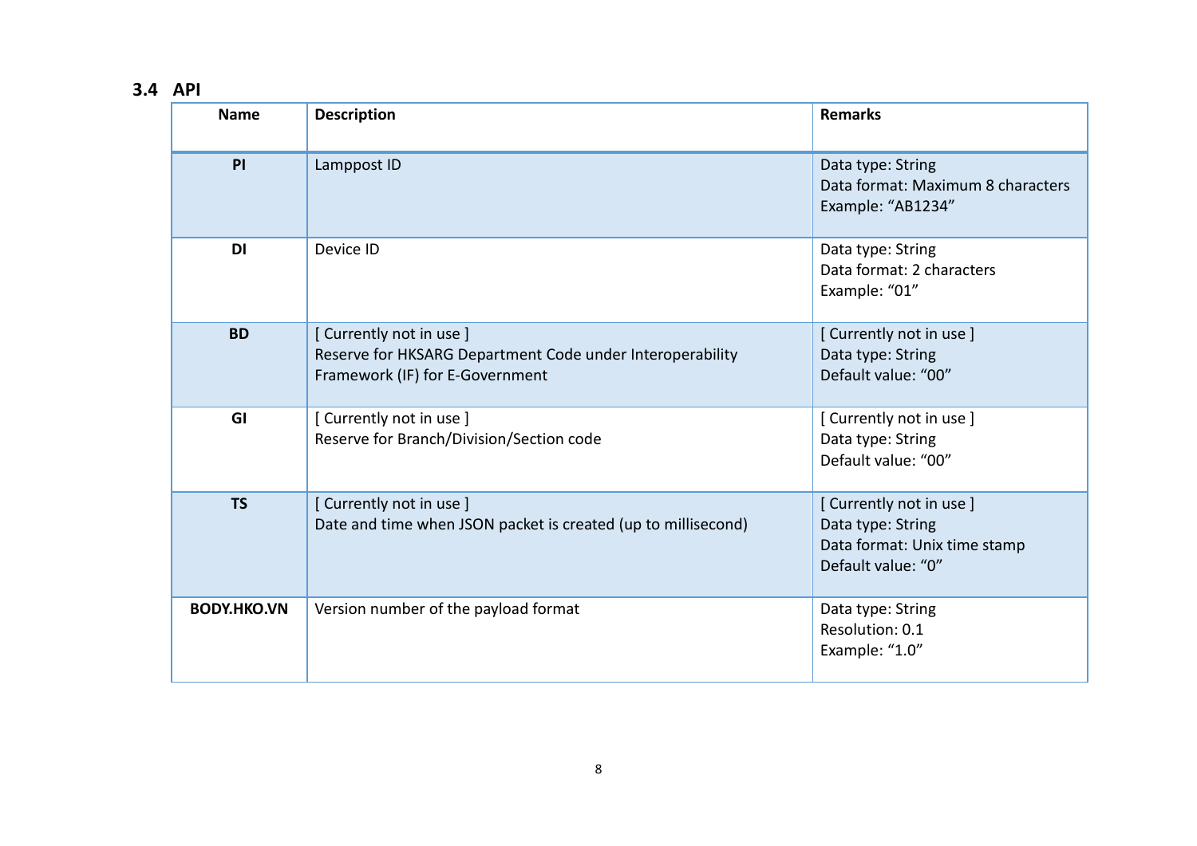## 3.4 API

| Name | Description | Remarks |
|---|---|---|
| **PI** | Lamppost ID | Data type: String<br>Data format: Maximum 8 characters<br>Example: "AB1234" |
| **DI** | Device ID | Data type: String<br>Data format: 2 characters<br>Example: "01" |
| **BD** | [ Currently not in use ]<br>Reserve for HKSARG Department Code under Interoperability Framework (IF) for E-Government | [ Currently not in use ]<br>Data type: String<br>Default value: "00" |
| **GI** | [ Currently not in use ]<br>Reserve for Branch/Division/Section code | [ Currently not in use ]<br>Data type: String<br>Default value: "00" |
| **TS** | [ Currently not in use ]<br>Date and time when JSON packet is created (up to millisecond) | [ Currently not in use ]<br>Data type: String<br>Data format: Unix time stamp<br>Default value: "0" |
| **BODY.HKO.VN** | Version number of the payload format | Data type: String<br>Resolution: 0.1<br>Example: "1.0" |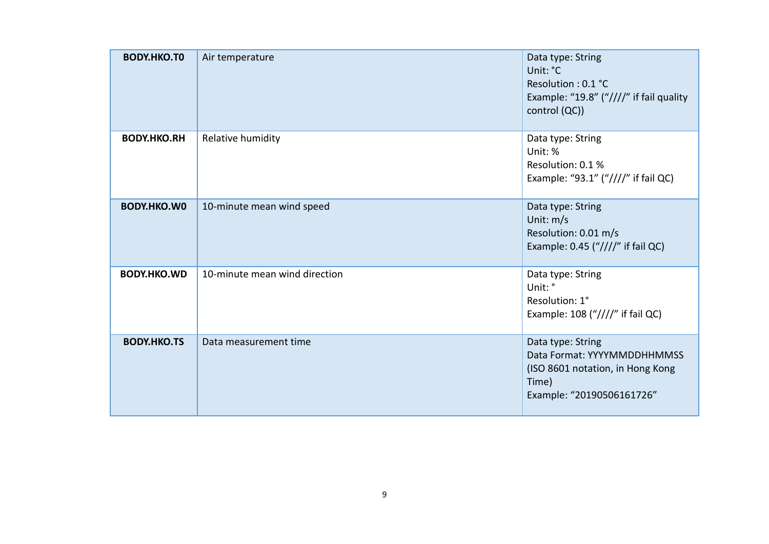| | | |
|---|---|---|
| **BODY.HKO.T0** | Air temperature | Data type: String<br>Unit: °C<br>Resolution : 0.1 °C<br>Example: “19.8” (“////” if fail quality control (QC)) |
| **BODY.HKO.RH** | Relative humidity | Data type: String<br>Unit: %<br>Resolution: 0.1 %<br>Example: “93.1” (“////” if fail QC) |
| **BODY.HKO.W0** | 10-minute mean wind speed | Data type: String<br>Unit: m/s<br>Resolution: 0.01 m/s<br>Example: 0.45 (“////” if fail QC) |
| **BODY.HKO.WD** | 10-minute mean wind direction | Data type: String<br>Unit: °<br>Resolution: 1°<br>Example: 108 (“////” if fail QC) |
| **BODY.HKO.TS** | Data measurement time | Data type: String<br>Data Format: YYYYMMDDHHMMSS (ISO 8601 notation, in Hong Kong Time)<br>Example: “20190506161726” |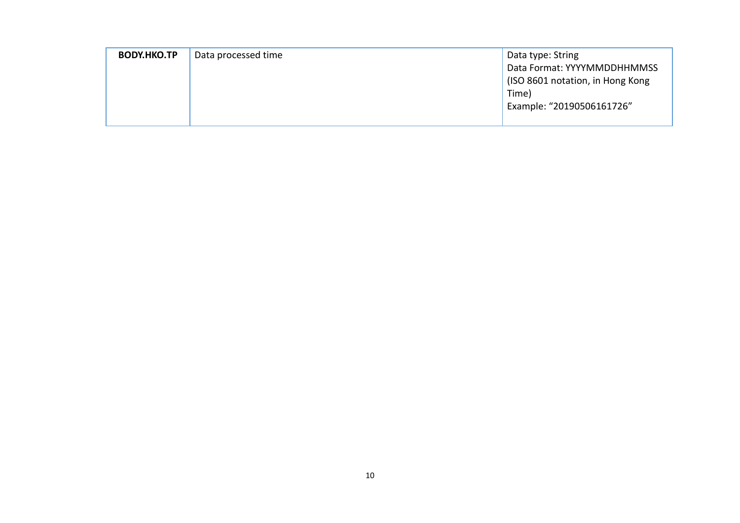| | | |
|---|---|---|
| **BODY.HKO.TP** | Data processed time | Data type: String<br>Data Format: YYYYMMDDHHMMSS (ISO 8601 notation, in Hong Kong Time)<br>Example: "20190506161726" |